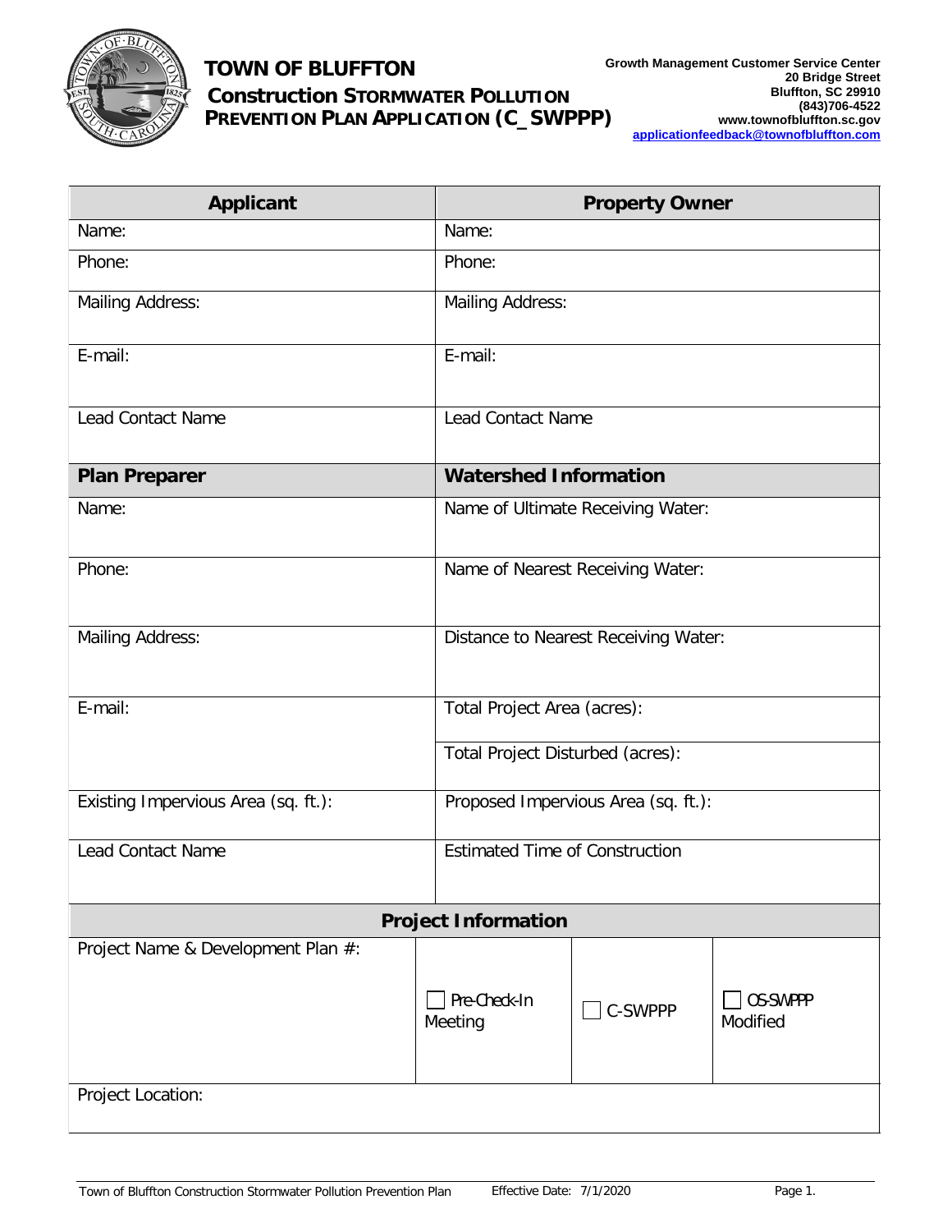# TOWN OF BLUFFTON

## Construction Stormwater Pollution Prevention Plan Application (C_SWPPP)

**Growth Management Customer Service Center**
**20 Bridge Street**
**Bluffton, SC 29910**
**(843)706-4522**
**www.townofbluffton.sc.gov**
**applicationfeedback@townofbluffton.com**

| Applicant | Property Owner |
|---|---|
| Name: | Name: |
| Phone: | Phone: |
| Mailing Address: | Mailing Address: |
| E-mail: | E-mail: |
| Lead Contact Name | Lead Contact Name |
| **Plan Preparer** | **Watershed Information** |
| Name: | Name of Ultimate Receiving Water: |
| Phone: | Name of Nearest Receiving Water: |
| Mailing Address: | Distance to Nearest Receiving Water: |
| E-mail: | Total Project Area (acres): |
| | Total Project Disturbed (acres): |
| Existing Impervious Area (sq. ft.): | Proposed Impervious Area (sq. ft.): |
| Lead Contact Name | Estimated Time of Construction |

| Project Information | | | |
|---|---|---|---|
| Project Name & Development Plan #: | ☐ Pre-Check-In Meeting | ☐ C-SWPPP | ☐ OS-SWPPP Modified |
| Project Location: | | | |

Town of Bluffton Construction Stormwater Pollution Prevention Plan Effective Date: 7/1/2020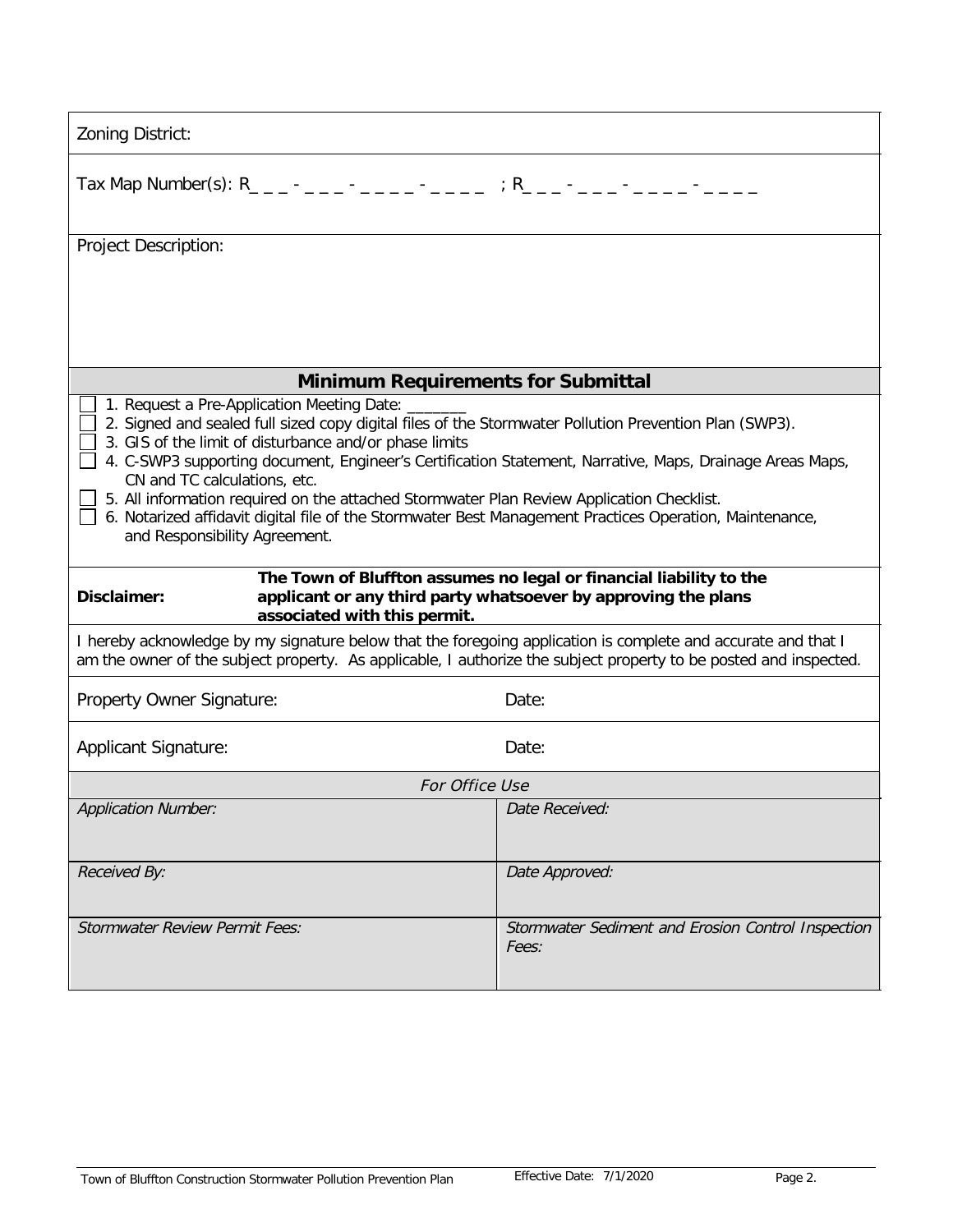Zoning District:

Tax Map Number(s): R_ _ _ - _ _ _ - _ _ _ _ - _ _ _ _ ; R_ _ _ - _ _ _ - _ _ _ _ - _ _ _ _

Project Description:

## Minimum Requirements for Submittal

- ☐ 1. Request a Pre-Application Meeting Date: _______
- ☐ 2. Signed and sealed full sized copy digital files of the Stormwater Pollution Prevention Plan (SWP3).
- ☐ 3. GIS of the limit of disturbance and/or phase limits
- ☐ 4. C-SWP3 supporting document, Engineer's Certification Statement, Narrative, Maps, Drainage Areas Maps, CN and TC calculations, etc.
- ☐ 5. All information required on the attached Stormwater Plan Review Application Checklist.
- ☐ 6. Notarized affidavit digital file of the Stormwater Best Management Practices Operation, Maintenance, and Responsibility Agreement.

**Disclaimer:** **The Town of Bluffton assumes no legal or financial liability to the applicant or any third party whatsoever by approving the plans associated with this permit.**

I hereby acknowledge by my signature below that the foregoing application is complete and accurate and that I am the owner of the subject property. As applicable, I authorize the subject property to be posted and inspected.

| | |
|---|---|
| Property Owner Signature: | Date: |
| Applicant Signature: | Date: |

*For Office Use*

| | |
|---|---|
| *Application Number:* | *Date Received:* |
| *Received By:* | *Date Approved:* |
| *Stormwater Review Permit Fees:* | *Stormwater Sediment and Erosion Control Inspection Fees:* |